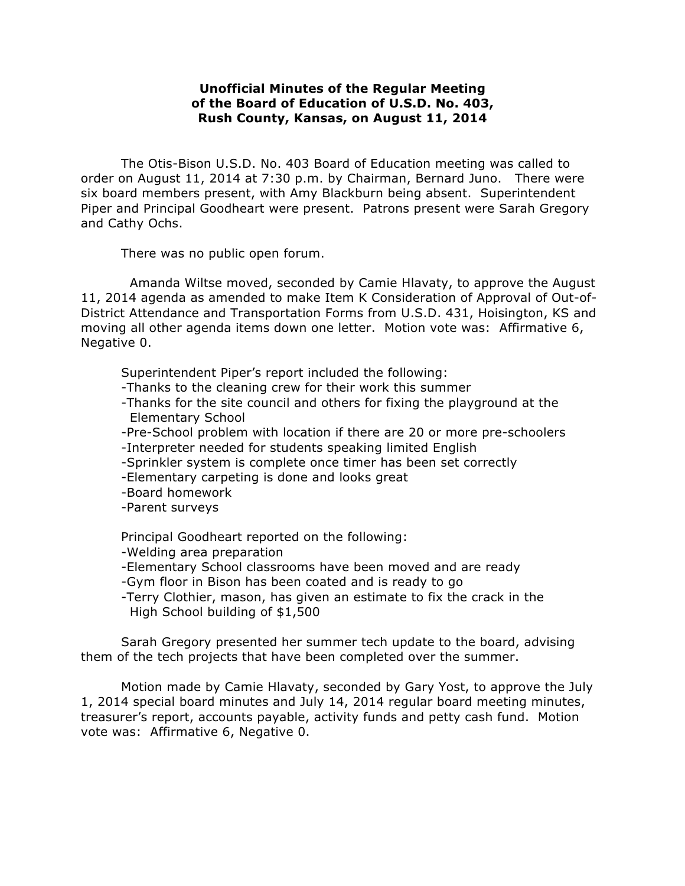# Unofficial Minutes of the Regular Meeting of the Board of Education of U.S.D. No. 403, Rush County, Kansas, on August 11, 2014

The Otis-Bison U.S.D. No. 403 Board of Education meeting was called to order on August 11, 2014 at 7:30 p.m. by Chairman, Bernard Juno. There were six board members present, with Amy Blackburn being absent. Superintendent Piper and Principal Goodheart were present. Patrons present were Sarah Gregory and Cathy Ochs.

There was no public open forum.

Amanda Wiltse moved, seconded by Camie Hlavaty, to approve the August 11, 2014 agenda as amended to make Item K Consideration of Approval of Out-of-District Attendance and Transportation Forms from U.S.D. 431, Hoisington, KS and moving all other agenda items down one letter. Motion vote was: Affirmative 6, Negative 0.

Superintendent Piper's report included the following:
- Thanks to the cleaning crew for their work this summer
- Thanks for the site council and others for fixing the playground at the Elementary School
- Pre-School problem with location if there are 20 or more pre-schoolers
- Interpreter needed for students speaking limited English
- Sprinkler system is complete once timer has been set correctly
- Elementary carpeting is done and looks great
- Board homework
- Parent surveys

Principal Goodheart reported on the following:
- Welding area preparation
- Elementary School classrooms have been moved and are ready
- Gym floor in Bison has been coated and is ready to go
- Terry Clothier, mason, has given an estimate to fix the crack in the High School building of $1,500

Sarah Gregory presented her summer tech update to the board, advising them of the tech projects that have been completed over the summer.

Motion made by Camie Hlavaty, seconded by Gary Yost, to approve the July 1, 2014 special board minutes and July 14, 2014 regular board meeting minutes, treasurer's report, accounts payable, activity funds and petty cash fund. Motion vote was: Affirmative 6, Negative 0.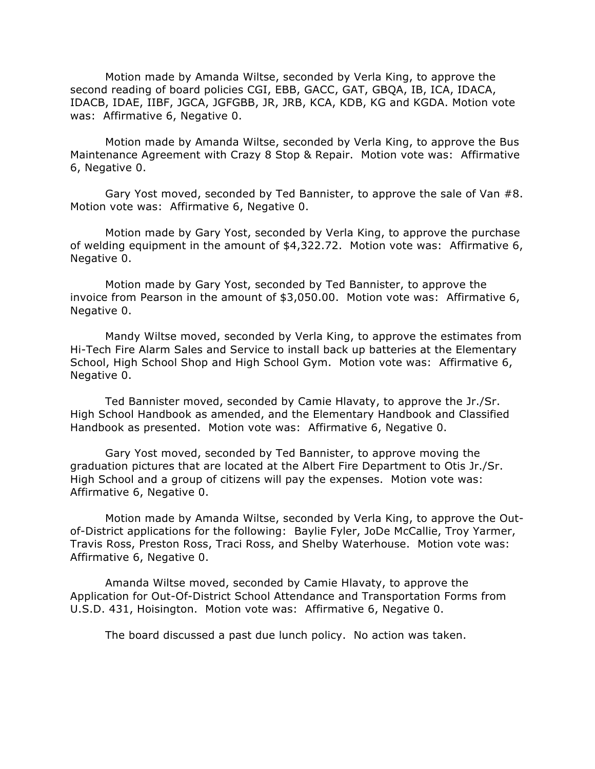Motion made by Amanda Wiltse, seconded by Verla King, to approve the second reading of board policies CGI, EBB, GACC, GAT, GBQA, IB, ICA, IDACA, IDACB, IDAE, IIBF, JGCA, JGFGBB, JR, JRB, KCA, KDB, KG and KGDA. Motion vote was: Affirmative 6, Negative 0.

Motion made by Amanda Wiltse, seconded by Verla King, to approve the Bus Maintenance Agreement with Crazy 8 Stop & Repair. Motion vote was: Affirmative 6, Negative 0.

Gary Yost moved, seconded by Ted Bannister, to approve the sale of Van #8. Motion vote was: Affirmative 6, Negative 0.

Motion made by Gary Yost, seconded by Verla King, to approve the purchase of welding equipment in the amount of $4,322.72. Motion vote was: Affirmative 6, Negative 0.

Motion made by Gary Yost, seconded by Ted Bannister, to approve the invoice from Pearson in the amount of $3,050.00. Motion vote was: Affirmative 6, Negative 0.

Mandy Wiltse moved, seconded by Verla King, to approve the estimates from Hi-Tech Fire Alarm Sales and Service to install back up batteries at the Elementary School, High School Shop and High School Gym. Motion vote was: Affirmative 6, Negative 0.

Ted Bannister moved, seconded by Camie Hlavaty, to approve the Jr./Sr. High School Handbook as amended, and the Elementary Handbook and Classified Handbook as presented. Motion vote was: Affirmative 6, Negative 0.

Gary Yost moved, seconded by Ted Bannister, to approve moving the graduation pictures that are located at the Albert Fire Department to Otis Jr./Sr. High School and a group of citizens will pay the expenses. Motion vote was: Affirmative 6, Negative 0.

Motion made by Amanda Wiltse, seconded by Verla King, to approve the Out-of-District applications for the following: Baylie Fyler, JoDe McCallie, Troy Yarmer, Travis Ross, Preston Ross, Traci Ross, and Shelby Waterhouse. Motion vote was: Affirmative 6, Negative 0.

Amanda Wiltse moved, seconded by Camie Hlavaty, to approve the Application for Out-Of-District School Attendance and Transportation Forms from U.S.D. 431, Hoisington. Motion vote was: Affirmative 6, Negative 0.

The board discussed a past due lunch policy. No action was taken.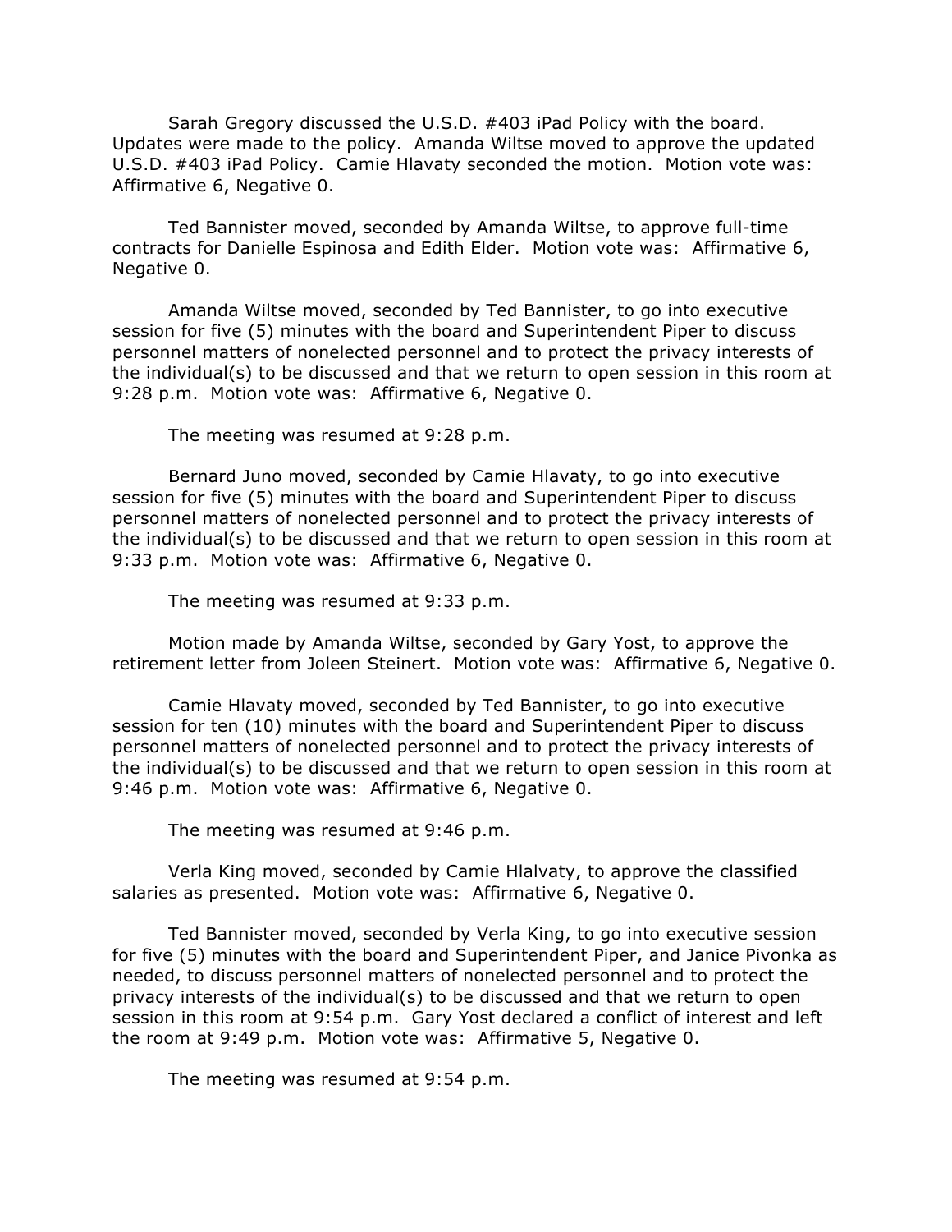Sarah Gregory discussed the U.S.D. #403 iPad Policy with the board. Updates were made to the policy. Amanda Wiltse moved to approve the updated U.S.D. #403 iPad Policy. Camie Hlavaty seconded the motion. Motion vote was: Affirmative 6, Negative 0.

Ted Bannister moved, seconded by Amanda Wiltse, to approve full-time contracts for Danielle Espinosa and Edith Elder. Motion vote was: Affirmative 6, Negative 0.

Amanda Wiltse moved, seconded by Ted Bannister, to go into executive session for five (5) minutes with the board and Superintendent Piper to discuss personnel matters of nonelected personnel and to protect the privacy interests of the individual(s) to be discussed and that we return to open session in this room at 9:28 p.m. Motion vote was: Affirmative 6, Negative 0.

The meeting was resumed at 9:28 p.m.

Bernard Juno moved, seconded by Camie Hlavaty, to go into executive session for five (5) minutes with the board and Superintendent Piper to discuss personnel matters of nonelected personnel and to protect the privacy interests of the individual(s) to be discussed and that we return to open session in this room at 9:33 p.m. Motion vote was: Affirmative 6, Negative 0.

The meeting was resumed at 9:33 p.m.

Motion made by Amanda Wiltse, seconded by Gary Yost, to approve the retirement letter from Joleen Steinert. Motion vote was: Affirmative 6, Negative 0.

Camie Hlavaty moved, seconded by Ted Bannister, to go into executive session for ten (10) minutes with the board and Superintendent Piper to discuss personnel matters of nonelected personnel and to protect the privacy interests of the individual(s) to be discussed and that we return to open session in this room at 9:46 p.m. Motion vote was: Affirmative 6, Negative 0.

The meeting was resumed at 9:46 p.m.

Verla King moved, seconded by Camie Hlalvaty, to approve the classified salaries as presented. Motion vote was: Affirmative 6, Negative 0.

Ted Bannister moved, seconded by Verla King, to go into executive session for five (5) minutes with the board and Superintendent Piper, and Janice Pivonka as needed, to discuss personnel matters of nonelected personnel and to protect the privacy interests of the individual(s) to be discussed and that we return to open session in this room at 9:54 p.m. Gary Yost declared a conflict of interest and left the room at 9:49 p.m. Motion vote was: Affirmative 5, Negative 0.

The meeting was resumed at 9:54 p.m.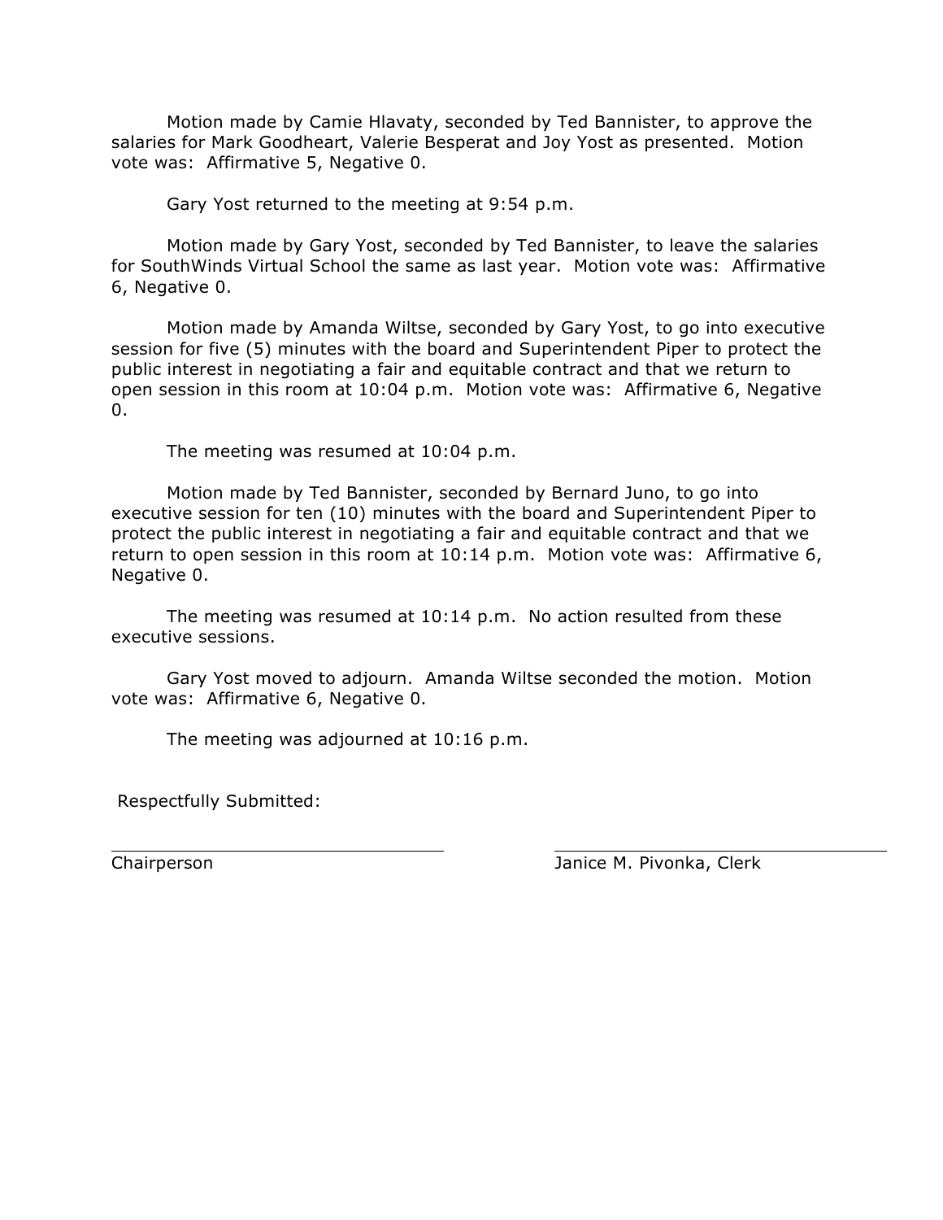Motion made by Camie Hlavaty, seconded by Ted Bannister, to approve the salaries for Mark Goodheart, Valerie Besperat and Joy Yost as presented. Motion vote was: Affirmative 5, Negative 0.

Gary Yost returned to the meeting at 9:54 p.m.

Motion made by Gary Yost, seconded by Ted Bannister, to leave the salaries for SouthWinds Virtual School the same as last year. Motion vote was: Affirmative 6, Negative 0.

Motion made by Amanda Wiltse, seconded by Gary Yost, to go into executive session for five (5) minutes with the board and Superintendent Piper to protect the public interest in negotiating a fair and equitable contract and that we return to open session in this room at 10:04 p.m. Motion vote was: Affirmative 6, Negative 0.

The meeting was resumed at 10:04 p.m.

Motion made by Ted Bannister, seconded by Bernard Juno, to go into executive session for ten (10) minutes with the board and Superintendent Piper to protect the public interest in negotiating a fair and equitable contract and that we return to open session in this room at 10:14 p.m. Motion vote was: Affirmative 6, Negative 0.

The meeting was resumed at 10:14 p.m. No action resulted from these executive sessions.

Gary Yost moved to adjourn. Amanda Wiltse seconded the motion. Motion vote was: Affirmative 6, Negative 0.

The meeting was adjourned at 10:16 p.m.

Respectfully Submitted:

\_\_\_\_\_\_\_\_\_\_\_\_\_\_\_\_\_\_\_\_\_\_\_\_\_\_\_\_\_\_ 
Chairperson

\_\_\_\_\_\_\_\_\_\_\_\_\_\_\_\_\_\_\_\_\_\_\_\_\_\_\_\_\_\_ 
Janice M. Pivonka, Clerk